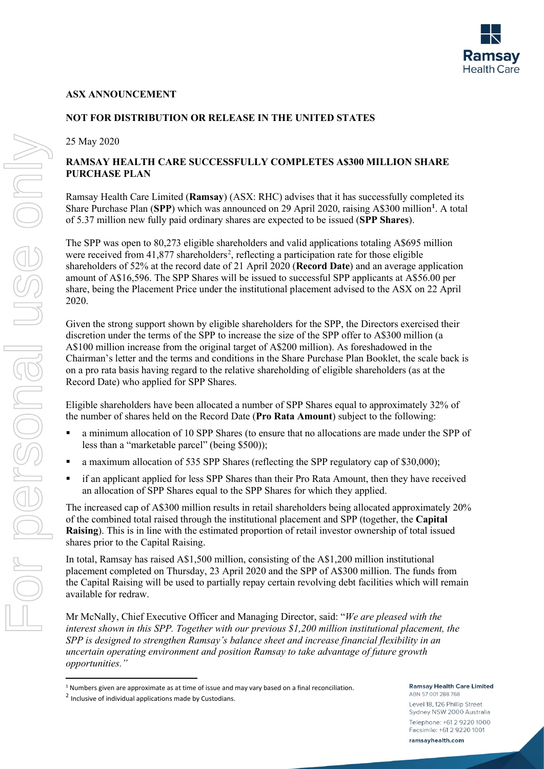**ASX ANNOUNCEMENT**

**NOT FOR DISTRIBUTION OR RELEASE IN THE UNITED STATES**

25 May 2020

## RAMSAY HEALTH CARE SUCCESSFULLY COMPLETES A$300 MILLION SHARE PURCHASE PLAN

Ramsay Health Care Limited (**Ramsay**) (ASX: RHC) advises that it has successfully completed its Share Purchase Plan (**SPP**) which was announced on 29 April 2020, raising A$300 million[1]. A total of 5.37 million new fully paid ordinary shares are expected to be issued (**SPP Shares**).

The SPP was open to 80,273 eligible shareholders and valid applications totaling A$695 million were received from 41,877 shareholders[2], reflecting a participation rate for those eligible shareholders of 52% at the record date of 21 April 2020 (**Record Date**) and an average application amount of A$16,596. The SPP Shares will be issued to successful SPP applicants at A$56.00 per share, being the Placement Price under the institutional placement advised to the ASX on 22 April 2020.

Given the strong support shown by eligible shareholders for the SPP, the Directors exercised their discretion under the terms of the SPP to increase the size of the SPP offer to A$300 million (a A$100 million increase from the original target of A$200 million). As foreshadowed in the Chairman's letter and the terms and conditions in the Share Purchase Plan Booklet, the scale back is on a pro rata basis having regard to the relative shareholding of eligible shareholders (as at the Record Date) who applied for SPP Shares.

Eligible shareholders have been allocated a number of SPP Shares equal to approximately 32% of the number of shares held on the Record Date (**Pro Rata Amount**) subject to the following:

- a minimum allocation of 10 SPP Shares (to ensure that no allocations are made under the SPP of less than a "marketable parcel" (being $500));
- a maximum allocation of 535 SPP Shares (reflecting the SPP regulatory cap of $30,000);
- if an applicant applied for less SPP Shares than their Pro Rata Amount, then they have received an allocation of SPP Shares equal to the SPP Shares for which they applied.

The increased cap of A$300 million results in retail shareholders being allocated approximately 20% of the combined total raised through the institutional placement and SPP (together, the **Capital Raising**). This is in line with the estimated proportion of retail investor ownership of total issued shares prior to the Capital Raising.

In total, Ramsay has raised A$1,500 million, consisting of the A$1,200 million institutional placement completed on Thursday, 23 April 2020 and the SPP of A$300 million. The funds from the Capital Raising will be used to partially repay certain revolving debt facilities which will remain available for redraw.

Mr McNally, Chief Executive Officer and Managing Director, said: "*We are pleased with the interest shown in this SPP. Together with our previous $1,200 million institutional placement, the SPP is designed to strengthen Ramsay's balance sheet and increase financial flexibility in an uncertain operating environment and position Ramsay to take advantage of future growth opportunities.*"

[1] Numbers given are approximate as at time of issue and may vary based on a final reconciliation.

[2] Inclusive of individual applications made by Custodians.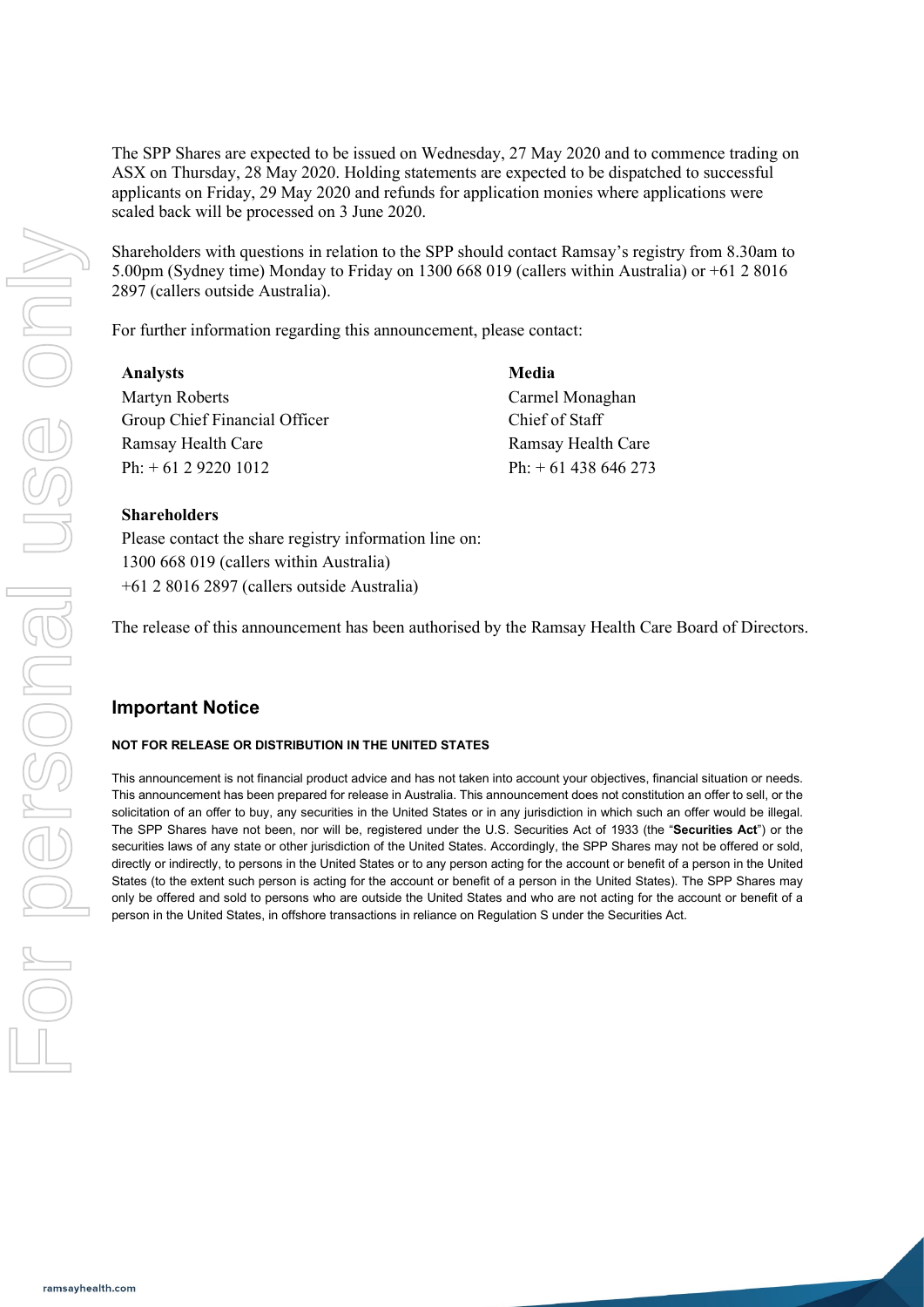The SPP Shares are expected to be issued on Wednesday, 27 May 2020 and to commence trading on ASX on Thursday, 28 May 2020. Holding statements are expected to be dispatched to successful applicants on Friday, 29 May 2020 and refunds for application monies where applications were scaled back will be processed on 3 June 2020.

Shareholders with questions in relation to the SPP should contact Ramsay's registry from 8.30am to 5.00pm (Sydney time) Monday to Friday on 1300 668 019 (callers within Australia) or +61 2 8016 2897 (callers outside Australia).

For further information regarding this announcement, please contact:

**Analysts**
Martyn Roberts
Group Chief Financial Officer
Ramsay Health Care
Ph: + 61 2 9220 1012

**Media**
Carmel Monaghan
Chief of Staff
Ramsay Health Care
Ph: + 61 438 646 273

**Shareholders**
Please contact the share registry information line on:
1300 668 019 (callers within Australia)
+61 2 8016 2897 (callers outside Australia)

The release of this announcement has been authorised by the Ramsay Health Care Board of Directors.

## Important Notice

**NOT FOR RELEASE OR DISTRIBUTION IN THE UNITED STATES**

This announcement is not financial product advice and has not taken into account your objectives, financial situation or needs. This announcement has been prepared for release in Australia. This announcement does not constitution an offer to sell, or the solicitation of an offer to buy, any securities in the United States or in any jurisdiction in which such an offer would be illegal. The SPP Shares have not been, nor will be, registered under the U.S. Securities Act of 1933 (the "**Securities Act**") or the securities laws of any state or other jurisdiction of the United States. Accordingly, the SPP Shares may not be offered or sold, directly or indirectly, to persons in the United States or to any person acting for the account or benefit of a person in the United States (to the extent such person is acting for the account or benefit of a person in the United States). The SPP Shares may only be offered and sold to persons who are outside the United States and who are not acting for the account or benefit of a person in the United States, in offshore transactions in reliance on Regulation S under the Securities Act.